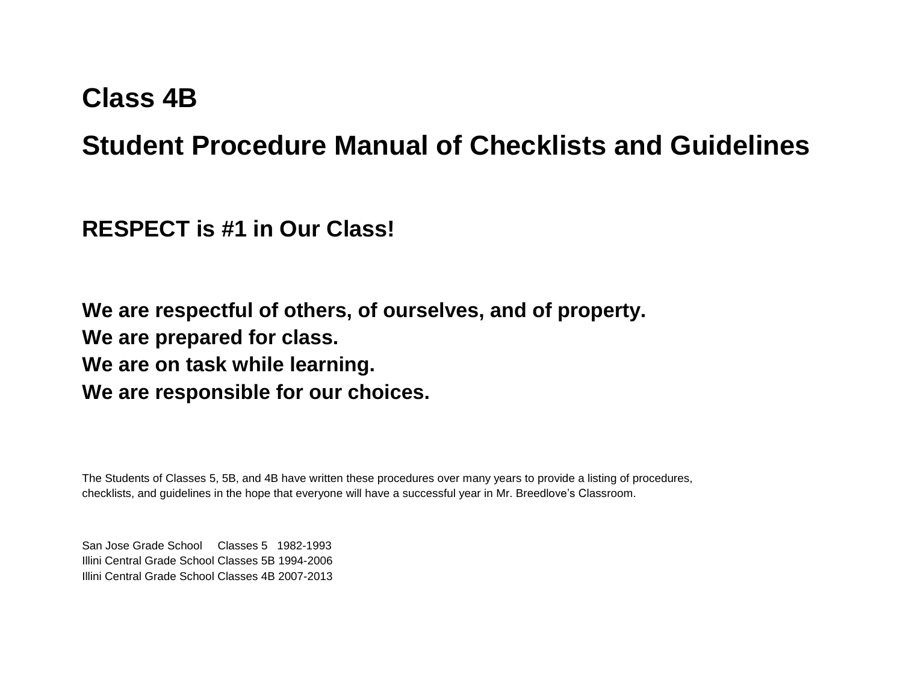# Class 4B

# Student Procedure Manual of Checklists and Guidelines

## RESPECT is #1 in Our Class!

**We are respectful of others, of ourselves, and of property.**
**We are prepared for class.**
**We are on task while learning.**
**We are responsible for our choices.**

The Students of Classes 5, 5B, and 4B have written these procedures over many years to provide a listing of procedures, checklists, and guidelines in the hope that everyone will have a successful year in Mr. Breedlove's Classroom.

San Jose Grade School Classes 5 1982-1993
Illini Central Grade School Classes 5B 1994-2006
Illini Central Grade School Classes 4B 2007-2013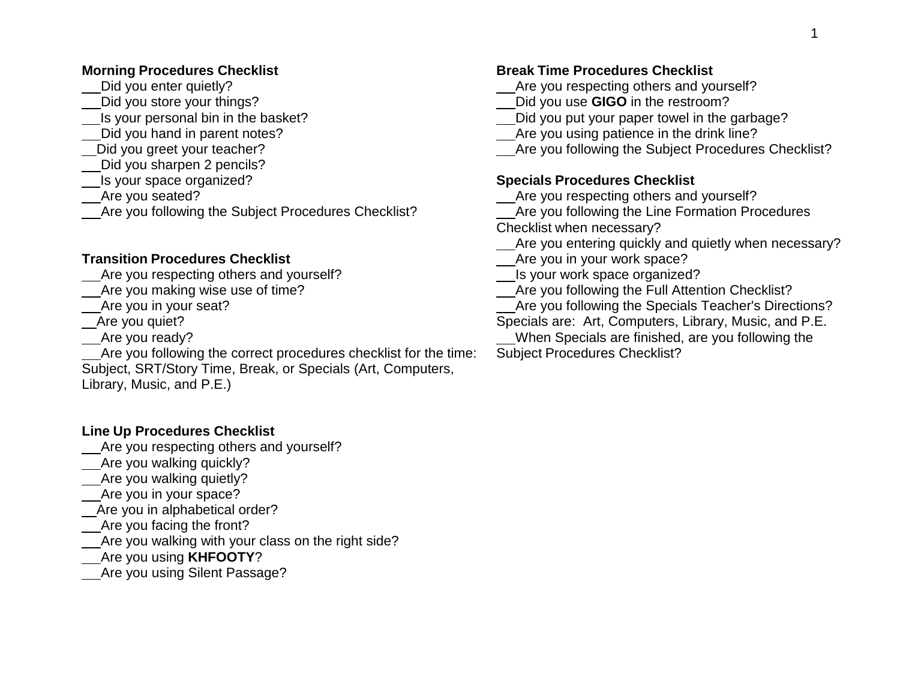**Morning Procedures Checklist**

\_\_Did you enter quietly?
\_\_Did you store your things?
\_\_Is your personal bin in the basket?
\_\_Did you hand in parent notes?
\_\_Did you greet your teacher?
\_\_Did you sharpen 2 pencils?
\_\_Is your space organized?
\_\_Are you seated?
\_\_Are you following the Subject Procedures Checklist?

**Transition Procedures Checklist**

\_\_Are you respecting others and yourself?
\_\_Are you making wise use of time?
\_\_Are you in your seat?
\_\_Are you quiet?
\_\_Are you ready?
\_\_Are you following the correct procedures checklist for the time: Subject, SRT/Story Time, Break, or Specials (Art, Computers, Library, Music, and P.E.)

**Line Up Procedures Checklist**

\_\_Are you respecting others and yourself?
\_\_Are you walking quickly?
\_\_Are you walking quietly?
\_\_Are you in your space?
\_\_Are you in alphabetical order?
\_\_Are you facing the front?
\_\_Are you walking with your class on the right side?
\_\_Are you using **KHFOOTY**?
\_\_Are you using Silent Passage?

**Break Time Procedures Checklist**

\_\_Are you respecting others and yourself?
\_\_Did you use **GIGO** in the restroom?
\_\_Did you put your paper towel in the garbage?
\_\_Are you using patience in the drink line?
\_\_Are you following the Subject Procedures Checklist?

**Specials Procedures Checklist**

\_\_Are you respecting others and yourself?
\_\_Are you following the Line Formation Procedures Checklist when necessary?
\_\_Are you entering quickly and quietly when necessary?
\_\_Are you in your work space?
\_\_Is your work space organized?
\_\_Are you following the Full Attention Checklist?
\_\_Are you following the Specials Teacher's Directions?
Specials are: Art, Computers, Library, Music, and P.E.
\_\_When Specials are finished, are you following the Subject Procedures Checklist?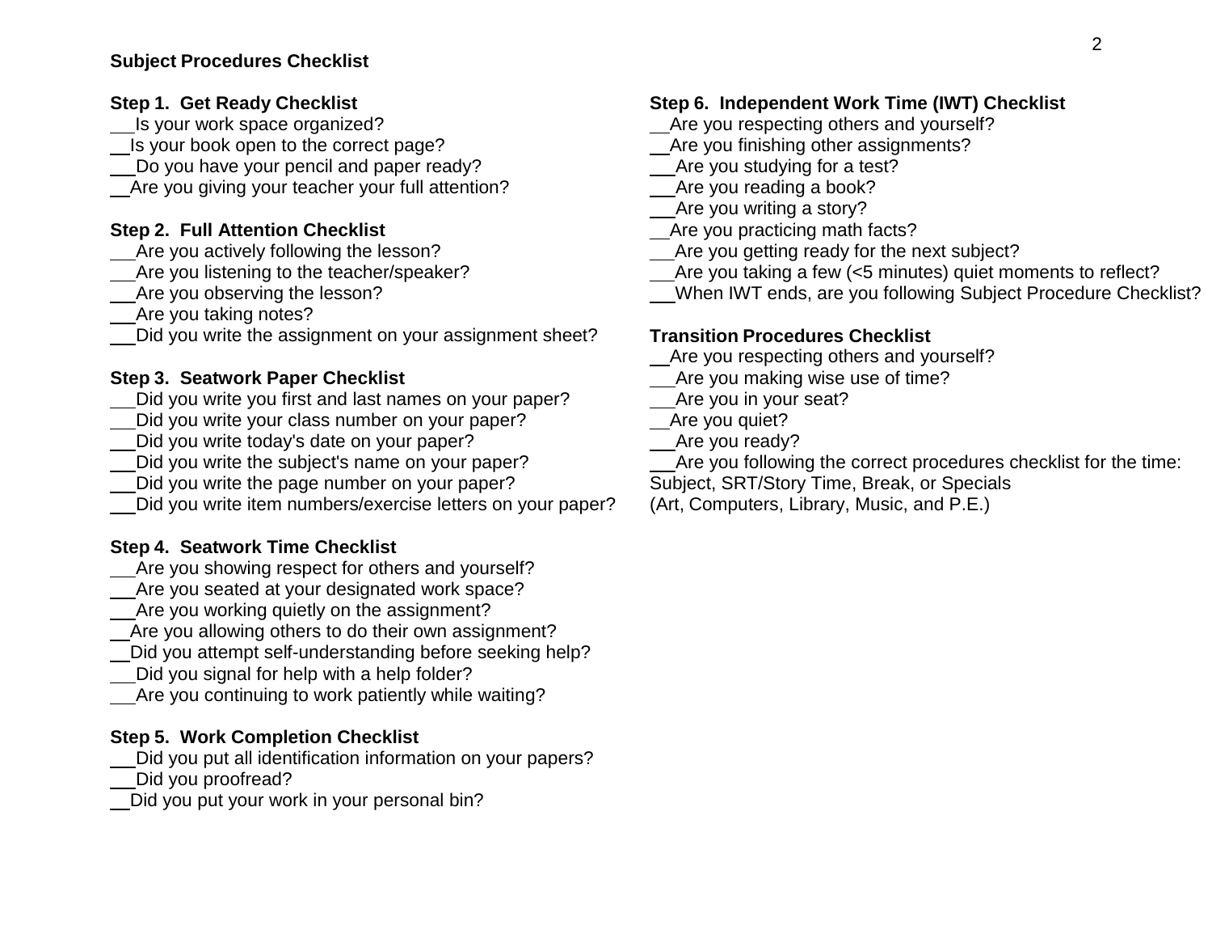**Subject Procedures Checklist**

**Step 1. Get Ready Checklist**

___Is your work space organized?
___Is your book open to the correct page?
___Do you have your pencil and paper ready?
___Are you giving your teacher your full attention?

**Step 2. Full Attention Checklist**

___Are you actively following the lesson?
___Are you listening to the teacher/speaker?
___Are you observing the lesson?
___Are you taking notes?
___Did you write the assignment on your assignment sheet?

**Step 3. Seatwork Paper Checklist**

___Did you write you first and last names on your paper?
___Did you write your class number on your paper?
___Did you write today's date on your paper?
___Did you write the subject's name on your paper?
___Did you write the page number on your paper?
___Did you write item numbers/exercise letters on your paper?

**Step 4. Seatwork Time Checklist**

___Are you showing respect for others and yourself?
___Are you seated at your designated work space?
___Are you working quietly on the assignment?
___Are you allowing others to do their own assignment?
___Did you attempt self-understanding before seeking help?
___Did you signal for help with a help folder?
___Are you continuing to work patiently while waiting?

**Step 5. Work Completion Checklist**

___Did you put all identification information on your papers?
___Did you proofread?
___Did you put your work in your personal bin?

**Step 6. Independent Work Time (IWT) Checklist**

___Are you respecting others and yourself?
___Are you finishing other assignments?
___Are you studying for a test?
___Are you reading a book?
___Are you writing a story?
___Are you practicing math facts?
___Are you getting ready for the next subject?
___Are you taking a few (<5 minutes) quiet moments to reflect?
___When IWT ends, are you following Subject Procedure Checklist?

**Transition Procedures Checklist**

___Are you respecting others and yourself?
___Are you making wise use of time?
___Are you in your seat?
___Are you quiet?
___Are you ready?
___Are you following the correct procedures checklist for the time: Subject, SRT/Story Time, Break, or Specials (Art, Computers, Library, Music, and P.E.)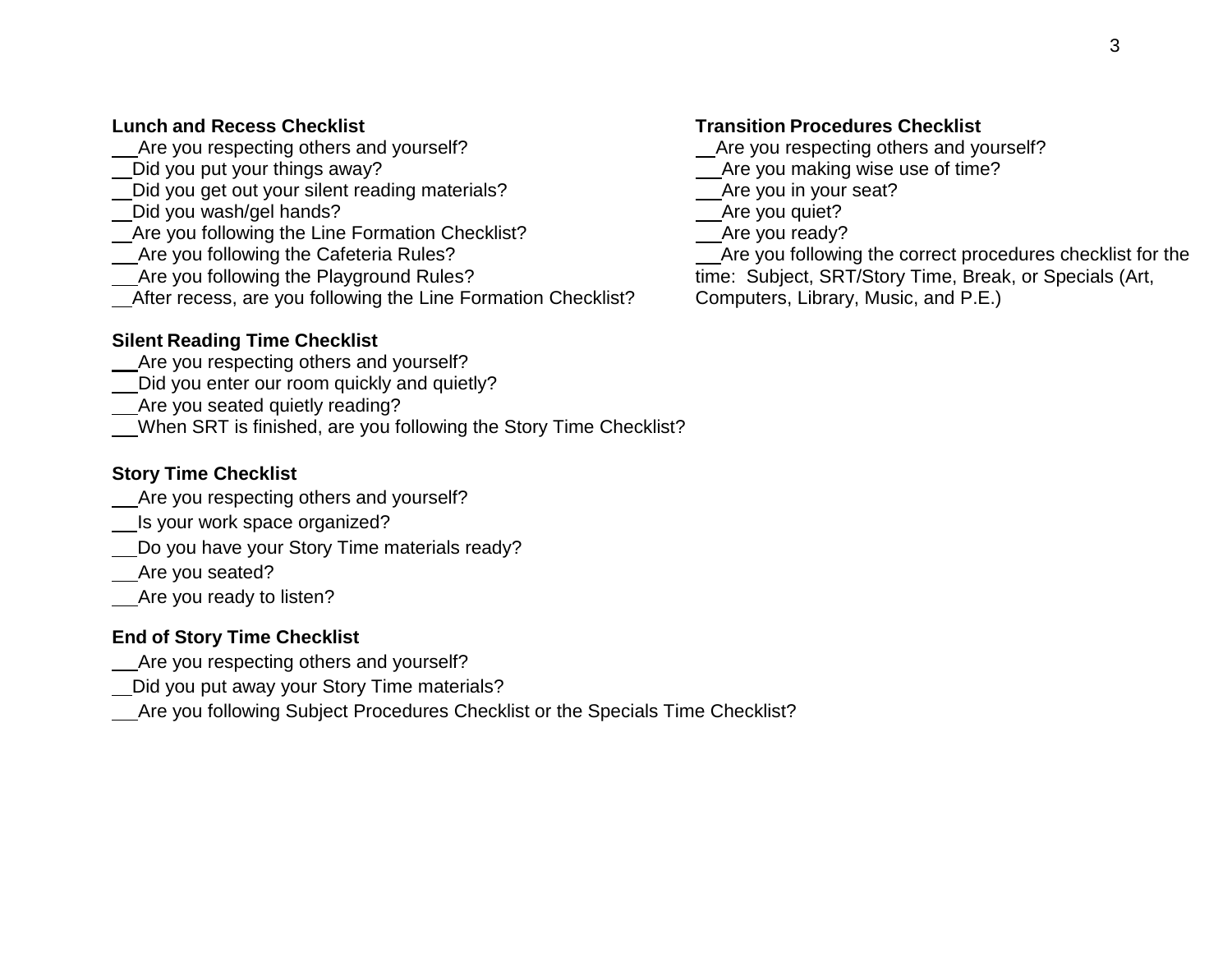**Lunch and Recess Checklist**

__Are you respecting others and yourself?
__Did you put your things away?
__Did you get out your silent reading materials?
__Did you wash/gel hands?
__Are you following the Line Formation Checklist?
__Are you following the Cafeteria Rules?
__Are you following the Playground Rules?
__After recess, are you following the Line Formation Checklist?

**Silent Reading Time Checklist**

__Are you respecting others and yourself?
__Did you enter our room quickly and quietly?
__Are you seated quietly reading?
__When SRT is finished, are you following the Story Time Checklist?

**Story Time Checklist**

__Are you respecting others and yourself?
__Is your work space organized?
__Do you have your Story Time materials ready?
__Are you seated?
__Are you ready to listen?

**End of Story Time Checklist**

__Are you respecting others and yourself?
__Did you put away your Story Time materials?
__Are you following Subject Procedures Checklist or the Specials Time Checklist?

**Transition Procedures Checklist**

__Are you respecting others and yourself?
__Are you making wise use of time?
__Are you in your seat?
__Are you quiet?
__Are you ready?
__Are you following the correct procedures checklist for the time: Subject, SRT/Story Time, Break, or Specials (Art, Computers, Library, Music, and P.E.)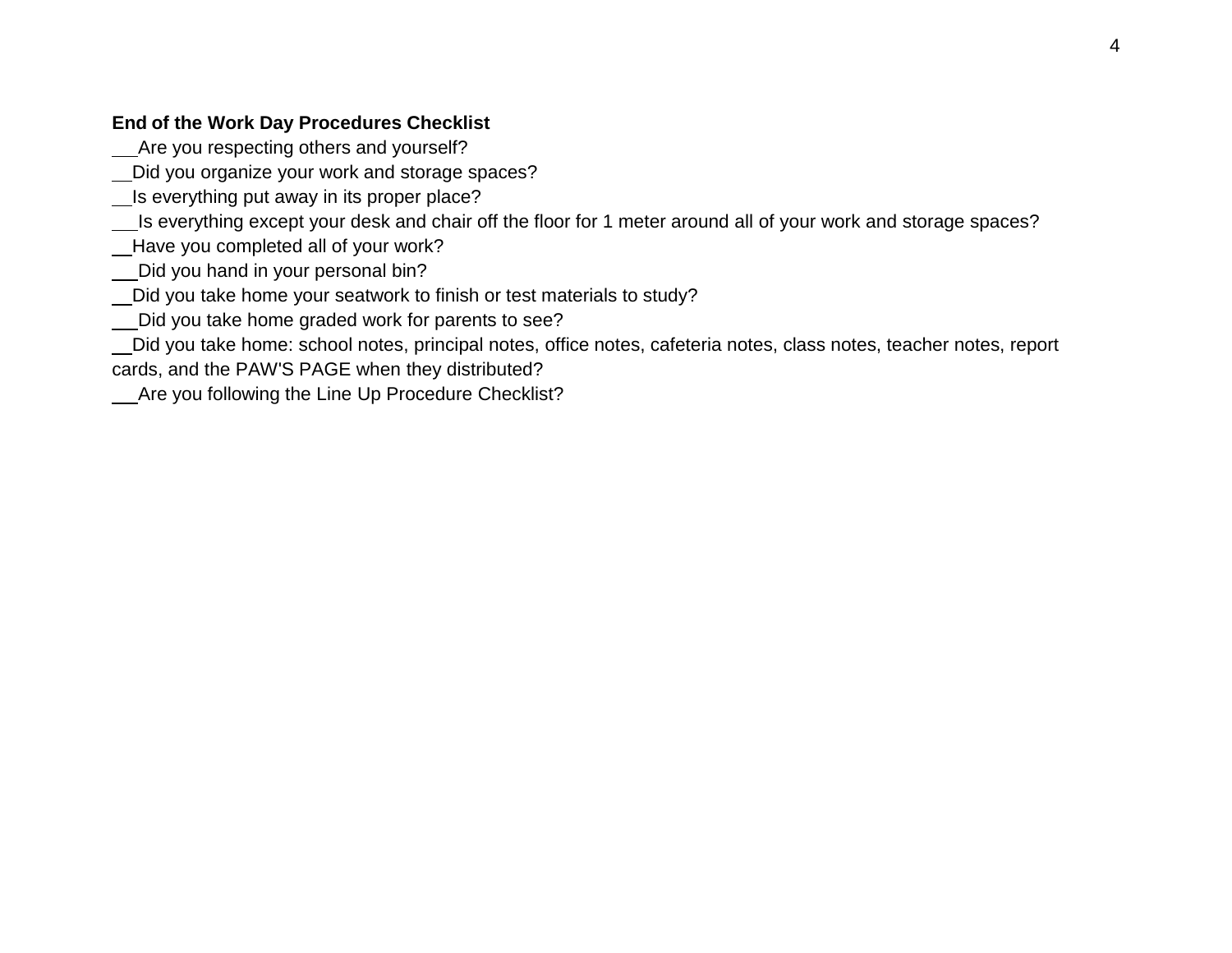**End of the Work Day Procedures Checklist**

___Are you respecting others and yourself?
__Did you organize your work and storage spaces?
__Is everything put away in its proper place?
___Is everything except your desk and chair off the floor for 1 meter around all of your work and storage spaces?
__Have you completed all of your work?
___Did you hand in your personal bin?
__Did you take home your seatwork to finish or test materials to study?
___Did you take home graded work for parents to see?
__Did you take home: school notes, principal notes, office notes, cafeteria notes, class notes, teacher notes, report cards, and the PAW'S PAGE when they distributed?
___Are you following the Line Up Procedure Checklist?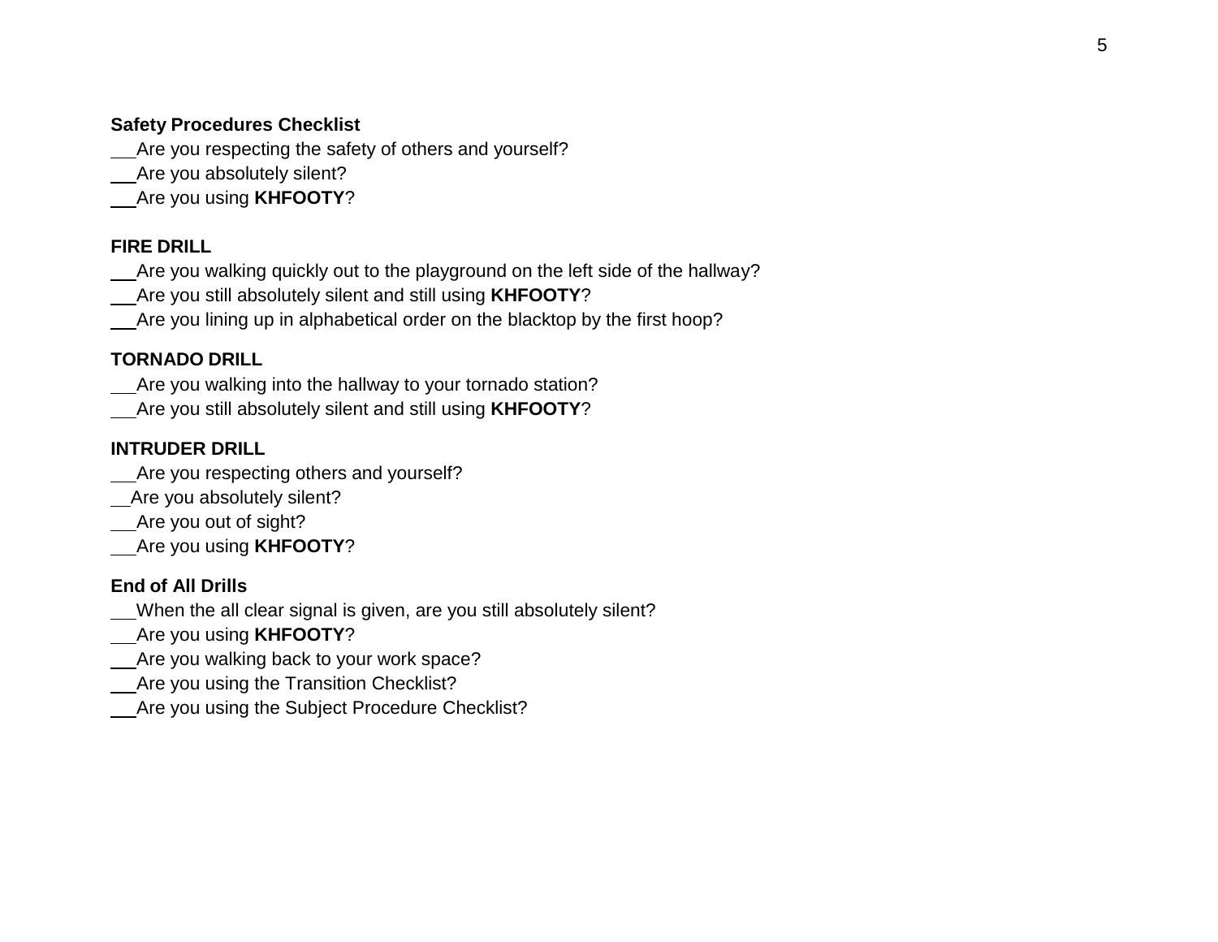**Safety Procedures Checklist**

___Are you respecting the safety of others and yourself?
___Are you absolutely silent?
___Are you using **KHFOOTY**?

**FIRE DRILL**

___Are you walking quickly out to the playground on the left side of the hallway?
___Are you still absolutely silent and still using **KHFOOTY**?
___Are you lining up in alphabetical order on the blacktop by the first hoop?

**TORNADO DRILL**

___Are you walking into the hallway to your tornado station?
___Are you still absolutely silent and still using **KHFOOTY**?

**INTRUDER DRILL**

___Are you respecting others and yourself?
__Are you absolutely silent?
___Are you out of sight?
___Are you using **KHFOOTY**?

**End of All Drills**

___When the all clear signal is given, are you still absolutely silent?
___Are you using **KHFOOTY**?
___Are you walking back to your work space?
___Are you using the Transition Checklist?
___Are you using the Subject Procedure Checklist?